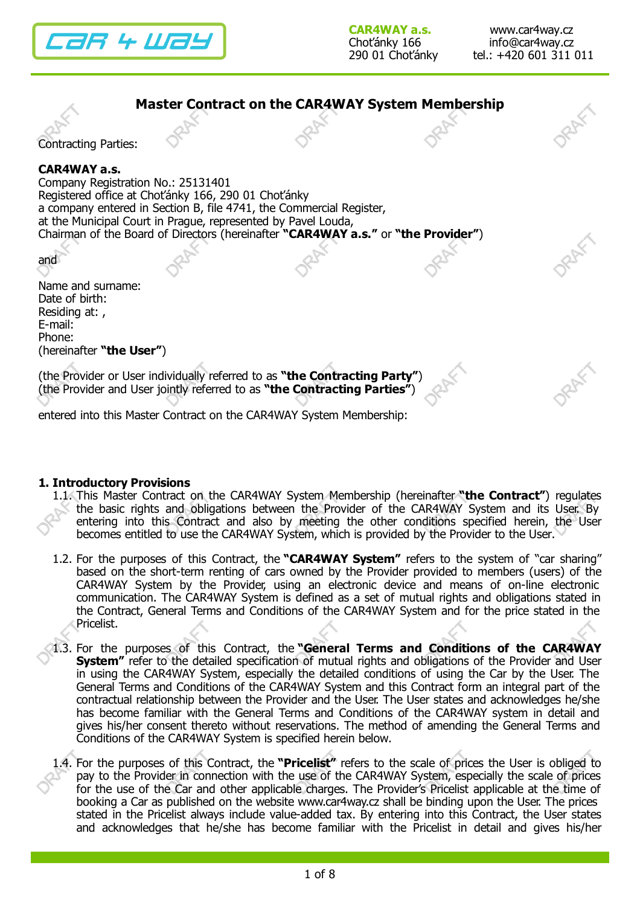**CAR4WAY a.s.**
Choťánky 166
290 01 Choťánky

www.car4way.cz
info@car4way.cz
tel.: +420 601 311 011

# Master Contract on the CAR4WAY System Membership

Contracting Parties:

**CAR4WAY a.s.**
Company Registration No.: 25131401
Registered office at Choťánky 166, 290 01 Choťánky
a company entered in Section B, file 4741, the Commercial Register,
at the Municipal Court in Prague, represented by Pavel Louda,
Chairman of the Board of Directors (hereinafter **"CAR4WAY a.s."** or **"the Provider"**)

and

Name and surname:
Date of birth:
Residing at: ,
E-mail:
Phone:
(hereinafter **"the User"**)

(the Provider or User individually referred to as **"the Contracting Party"**)
(the Provider and User jointly referred to as **"the Contracting Parties"**)

entered into this Master Contract on the CAR4WAY System Membership:

## 1. Introductory Provisions

1.1. This Master Contract on the CAR4WAY System Membership (hereinafter **"the Contract"**) regulates the basic rights and obligations between the Provider of the CAR4WAY System and its User. By entering into this Contract and also by meeting the other conditions specified herein, the User becomes entitled to use the CAR4WAY System, which is provided by the Provider to the User.

1.2. For the purposes of this Contract, the **"CAR4WAY System"** refers to the system of "car sharing" based on the short-term renting of cars owned by the Provider provided to members (users) of the CAR4WAY System by the Provider, using an electronic device and means of on-line electronic communication. The CAR4WAY System is defined as a set of mutual rights and obligations stated in the Contract, General Terms and Conditions of the CAR4WAY System and for the price stated in the Pricelist.

1.3. For the purposes of this Contract, the **"General Terms and Conditions of the CAR4WAY System"** refer to the detailed specification of mutual rights and obligations of the Provider and User in using the CAR4WAY System, especially the detailed conditions of using the Car by the User. The General Terms and Conditions of the CAR4WAY System and this Contract form an integral part of the contractual relationship between the Provider and the User. The User states and acknowledges he/she has become familiar with the General Terms and Conditions of the CAR4WAY system in detail and gives his/her consent thereto without reservations. The method of amending the General Terms and Conditions of the CAR4WAY System is specified herein below.

1.4. For the purposes of this Contract, the **"Pricelist"** refers to the scale of prices the User is obliged to pay to the Provider in connection with the use of the CAR4WAY System, especially the scale of prices for the use of the Car and other applicable charges. The Provider's Pricelist applicable at the time of booking a Car as published on the website www.car4way.cz shall be binding upon the User. The prices stated in the Pricelist always include value-added tax. By entering into this Contract, the User states and acknowledges that he/she has become familiar with the Pricelist in detail and gives his/her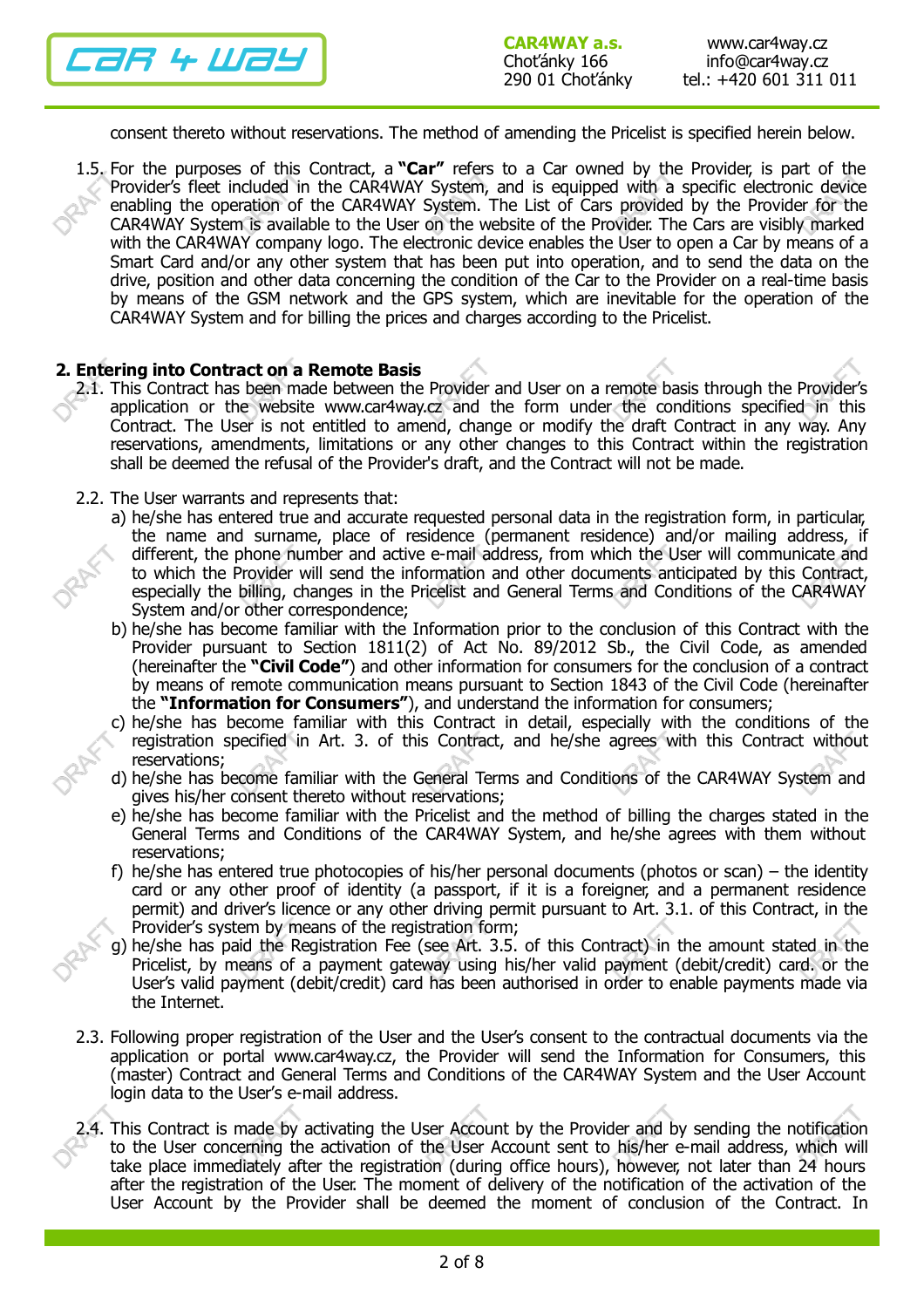consent thereto without reservations. The method of amending the Pricelist is specified herein below.

1.5. For the purposes of this Contract, a **"Car"** refers to a Car owned by the Provider, is part of the Provider's fleet included in the CAR4WAY System, and is equipped with a specific electronic device enabling the operation of the CAR4WAY System. The List of Cars provided by the Provider for the CAR4WAY System is available to the User on the website of the Provider. The Cars are visibly marked with the CAR4WAY company logo. The electronic device enables the User to open a Car by means of a Smart Card and/or any other system that has been put into operation, and to send the data on the drive, position and other data concerning the condition of the Car to the Provider on a real-time basis by means of the GSM network and the GPS system, which are inevitable for the operation of the CAR4WAY System and for billing the prices and charges according to the Pricelist.

## 2. Entering into Contract on a Remote Basis

2.1. This Contract has been made between the Provider and User on a remote basis through the Provider's application or the website www.car4way.cz and the form under the conditions specified in this Contract. The User is not entitled to amend, change or modify the draft Contract in any way. Any reservations, amendments, limitations or any other changes to this Contract within the registration shall be deemed the refusal of the Provider's draft, and the Contract will not be made.

2.2. The User warrants and represents that:

a) he/she has entered true and accurate requested personal data in the registration form, in particular, the name and surname, place of residence (permanent residence) and/or mailing address, if different, the phone number and active e-mail address, from which the User will communicate and to which the Provider will send the information and other documents anticipated by this Contract, especially the billing, changes in the Pricelist and General Terms and Conditions of the CAR4WAY System and/or other correspondence;

b) he/she has become familiar with the Information prior to the conclusion of this Contract with the Provider pursuant to Section 1811(2) of Act No. 89/2012 Sb., the Civil Code, as amended (hereinafter the **"Civil Code"**) and other information for consumers for the conclusion of a contract by means of remote communication means pursuant to Section 1843 of the Civil Code (hereinafter the **"Information for Consumers"**), and understand the information for consumers;

c) he/she has become familiar with this Contract in detail, especially with the conditions of the registration specified in Art. 3. of this Contract, and he/she agrees with this Contract without reservations;

d) he/she has become familiar with the General Terms and Conditions of the CAR4WAY System and gives his/her consent thereto without reservations;

e) he/she has become familiar with the Pricelist and the method of billing the charges stated in the General Terms and Conditions of the CAR4WAY System, and he/she agrees with them without reservations;

f) he/she has entered true photocopies of his/her personal documents (photos or scan) – the identity card or any other proof of identity (a passport, if it is a foreigner, and a permanent residence permit) and driver's licence or any other driving permit pursuant to Art. 3.1. of this Contract, in the Provider's system by means of the registration form;

g) he/she has paid the Registration Fee (see Art. 3.5. of this Contract) in the amount stated in the Pricelist, by means of a payment gateway using his/her valid payment (debit/credit) card. or the User's valid payment (debit/credit) card has been authorised in order to enable payments made via the Internet.

2.3. Following proper registration of the User and the User's consent to the contractual documents via the application or portal www.car4way.cz, the Provider will send the Information for Consumers, this (master) Contract and General Terms and Conditions of the CAR4WAY System and the User Account login data to the User's e-mail address.

2.4. This Contract is made by activating the User Account by the Provider and by sending the notification to the User concerning the activation of the User Account sent to his/her e-mail address, which will take place immediately after the registration (during office hours), however, not later than 24 hours after the registration of the User. The moment of delivery of the notification of the activation of the User Account by the Provider shall be deemed the moment of conclusion of the Contract. In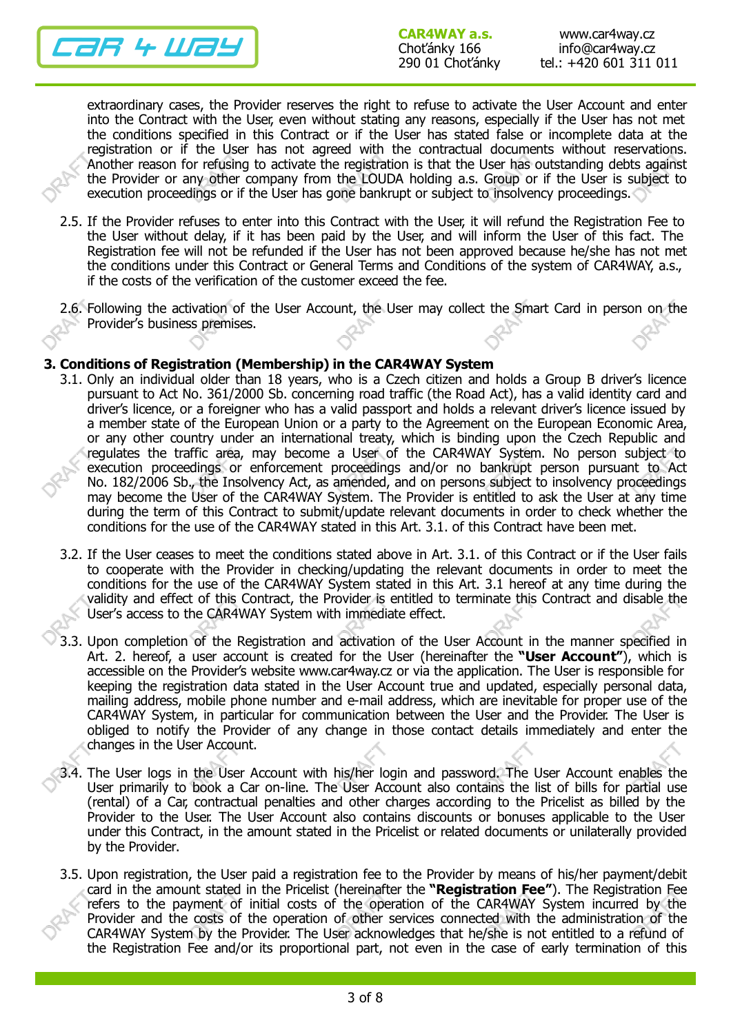extraordinary cases, the Provider reserves the right to refuse to activate the User Account and enter into the Contract with the User, even without stating any reasons, especially if the User has not met the conditions specified in this Contract or if the User has stated false or incomplete data at the registration or if the User has not agreed with the contractual documents without reservations. Another reason for refusing to activate the registration is that the User has outstanding debts against the Provider or any other company from the LOUDA holding a.s. Group or if the User is subject to execution proceedings or if the User has gone bankrupt or subject to insolvency proceedings.

2.5. If the Provider refuses to enter into this Contract with the User, it will refund the Registration Fee to the User without delay, if it has been paid by the User, and will inform the User of this fact. The Registration fee will not be refunded if the User has not been approved because he/she has not met the conditions under this Contract or General Terms and Conditions of the system of CAR4WAY, a.s., if the costs of the verification of the customer exceed the fee.

2.6. Following the activation of the User Account, the User may collect the Smart Card in person on the Provider's business premises.

## 3. Conditions of Registration (Membership) in the CAR4WAY System

3.1. Only an individual older than 18 years, who is a Czech citizen and holds a Group B driver's licence pursuant to Act No. 361/2000 Sb. concerning road traffic (the Road Act), has a valid identity card and driver's licence, or a foreigner who has a valid passport and holds a relevant driver's licence issued by a member state of the European Union or a party to the Agreement on the European Economic Area, or any other country under an international treaty, which is binding upon the Czech Republic and regulates the traffic area, may become a User of the CAR4WAY System. No person subject to execution proceedings or enforcement proceedings and/or no bankrupt person pursuant to Act No. 182/2006 Sb., the Insolvency Act, as amended, and on persons subject to insolvency proceedings may become the User of the CAR4WAY System. The Provider is entitled to ask the User at any time during the term of this Contract to submit/update relevant documents in order to check whether the conditions for the use of the CAR4WAY stated in this Art. 3.1. of this Contract have been met.

3.2. If the User ceases to meet the conditions stated above in Art. 3.1. of this Contract or if the User fails to cooperate with the Provider in checking/updating the relevant documents in order to meet the conditions for the use of the CAR4WAY System stated in this Art. 3.1 hereof at any time during the validity and effect of this Contract, the Provider is entitled to terminate this Contract and disable the User's access to the CAR4WAY System with immediate effect.

3.3. Upon completion of the Registration and activation of the User Account in the manner specified in Art. 2. hereof, a user account is created for the User (hereinafter the **"User Account"**), which is accessible on the Provider's website www.car4way.cz or via the application. The User is responsible for keeping the registration data stated in the User Account true and updated, especially personal data, mailing address, mobile phone number and e-mail address, which are inevitable for proper use of the CAR4WAY System, in particular for communication between the User and the Provider. The User is obliged to notify the Provider of any change in those contact details immediately and enter the changes in the User Account.

3.4. The User logs in the User Account with his/her login and password. The User Account enables the User primarily to book a Car on-line. The User Account also contains the list of bills for partial use (rental) of a Car, contractual penalties and other charges according to the Pricelist as billed by the Provider to the User. The User Account also contains discounts or bonuses applicable to the User under this Contract, in the amount stated in the Pricelist or related documents or unilaterally provided by the Provider.

3.5. Upon registration, the User paid a registration fee to the Provider by means of his/her payment/debit card in the amount stated in the Pricelist (hereinafter the **"Registration Fee"**). The Registration Fee refers to the payment of initial costs of the operation of the CAR4WAY System incurred by the Provider and the costs of the operation of other services connected with the administration of the CAR4WAY System by the Provider. The User acknowledges that he/she is not entitled to a refund of the Registration Fee and/or its proportional part, not even in the case of early termination of this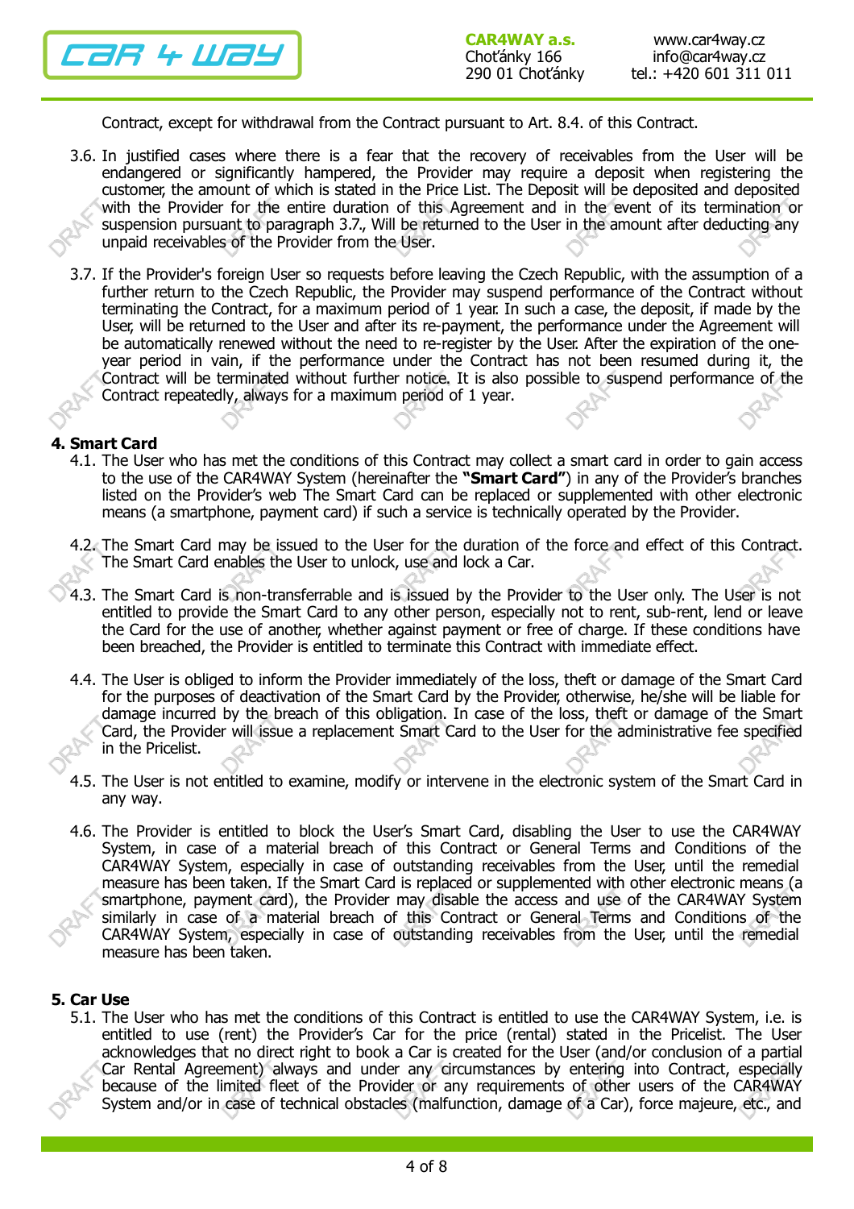Contract, except for withdrawal from the Contract pursuant to Art. 8.4. of this Contract.

3.6. In justified cases where there is a fear that the recovery of receivables from the User will be endangered or significantly hampered, the Provider may require a deposit when registering the customer, the amount of which is stated in the Price List. The Deposit will be deposited and deposited with the Provider for the entire duration of this Agreement and in the event of its termination or suspension pursuant to paragraph 3.7., Will be returned to the User in the amount after deducting any unpaid receivables of the Provider from the User.

3.7. If the Provider's foreign User so requests before leaving the Czech Republic, with the assumption of a further return to the Czech Republic, the Provider may suspend performance of the Contract without terminating the Contract, for a maximum period of 1 year. In such a case, the deposit, if made by the User, will be returned to the User and after its re-payment, the performance under the Agreement will be automatically renewed without the need to re-register by the User. After the expiration of the one-year period in vain, if the performance under the Contract has not been resumed during it, the Contract will be terminated without further notice. It is also possible to suspend performance of the Contract repeatedly, always for a maximum period of 1 year.

## 4. Smart Card

4.1. The User who has met the conditions of this Contract may collect a smart card in order to gain access to the use of the CAR4WAY System (hereinafter the **"Smart Card"**) in any of the Provider's branches listed on the Provider's web The Smart Card can be replaced or supplemented with other electronic means (a smartphone, payment card) if such a service is technically operated by the Provider.

4.2. The Smart Card may be issued to the User for the duration of the force and effect of this Contract. The Smart Card enables the User to unlock, use and lock a Car.

4.3. The Smart Card is non-transferrable and is issued by the Provider to the User only. The User is not entitled to provide the Smart Card to any other person, especially not to rent, sub-rent, lend or leave the Card for the use of another, whether against payment or free of charge. If these conditions have been breached, the Provider is entitled to terminate this Contract with immediate effect.

4.4. The User is obliged to inform the Provider immediately of the loss, theft or damage of the Smart Card for the purposes of deactivation of the Smart Card by the Provider, otherwise, he/she will be liable for damage incurred by the breach of this obligation. In case of the loss, theft or damage of the Smart Card, the Provider will issue a replacement Smart Card to the User for the administrative fee specified in the Pricelist.

4.5. The User is not entitled to examine, modify or intervene in the electronic system of the Smart Card in any way.

4.6. The Provider is entitled to block the User's Smart Card, disabling the User to use the CAR4WAY System, in case of a material breach of this Contract or General Terms and Conditions of the CAR4WAY System, especially in case of outstanding receivables from the User, until the remedial measure has been taken. If the Smart Card is replaced or supplemented with other electronic means (a smartphone, payment card), the Provider may disable the access and use of the CAR4WAY System similarly in case of a material breach of this Contract or General Terms and Conditions of the CAR4WAY System, especially in case of outstanding receivables from the User, until the remedial measure has been taken.

## 5. Car Use

5.1. The User who has met the conditions of this Contract is entitled to use the CAR4WAY System, i.e. is entitled to use (rent) the Provider's Car for the price (rental) stated in the Pricelist. The User acknowledges that no direct right to book a Car is created for the User (and/or conclusion of a partial Car Rental Agreement) always and under any circumstances by entering into Contract, especially because of the limited fleet of the Provider or any requirements of other users of the CAR4WAY System and/or in case of technical obstacles (malfunction, damage of a Car), force majeure, etc., and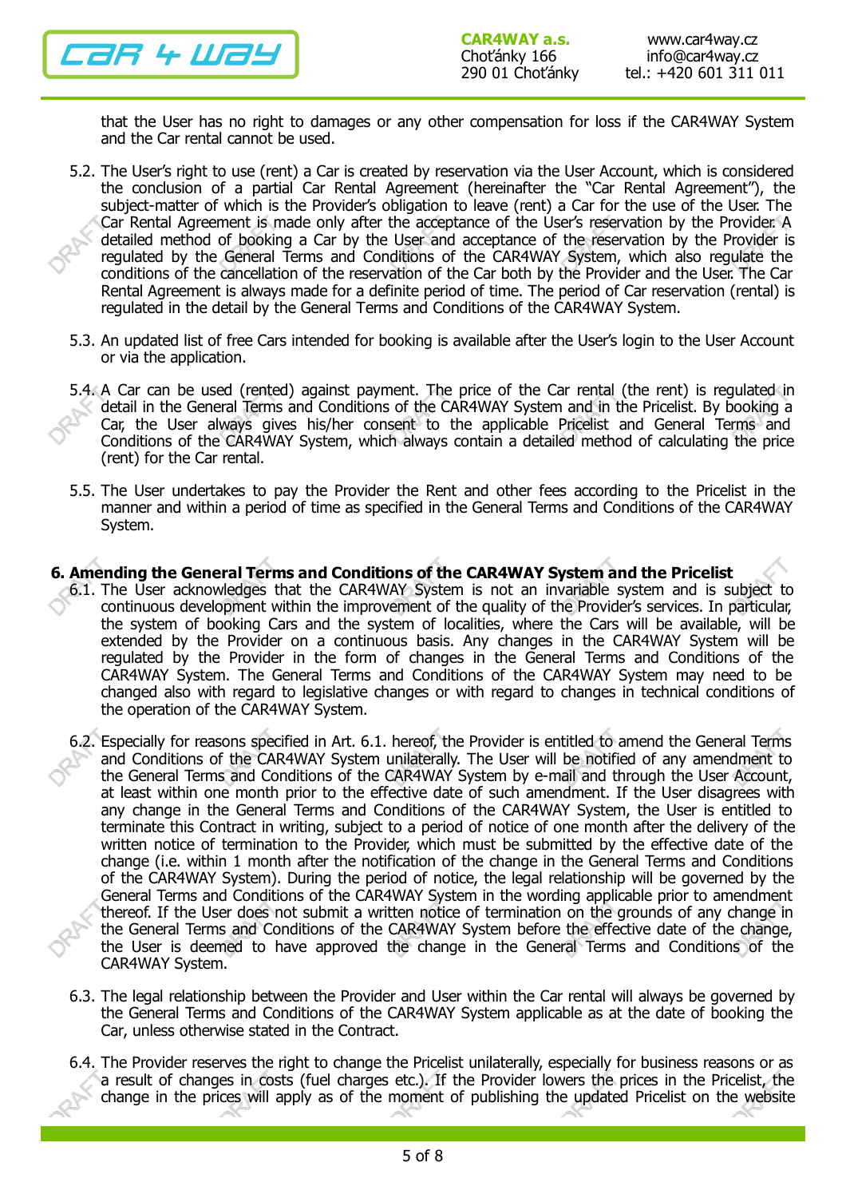that the User has no right to damages or any other compensation for loss if the CAR4WAY System and the Car rental cannot be used.

5.2. The User's right to use (rent) a Car is created by reservation via the User Account, which is considered the conclusion of a partial Car Rental Agreement (hereinafter the "Car Rental Agreement"), the subject-matter of which is the Provider's obligation to leave (rent) a Car for the use of the User. The Car Rental Agreement is made only after the acceptance of the User's reservation by the Provider. A detailed method of booking a Car by the User and acceptance of the reservation by the Provider is regulated by the General Terms and Conditions of the CAR4WAY System, which also regulate the conditions of the cancellation of the reservation of the Car both by the Provider and the User. The Car Rental Agreement is always made for a definite period of time. The period of Car reservation (rental) is regulated in the detail by the General Terms and Conditions of the CAR4WAY System.

5.3. An updated list of free Cars intended for booking is available after the User's login to the User Account or via the application.

5.4. A Car can be used (rented) against payment. The price of the Car rental (the rent) is regulated in detail in the General Terms and Conditions of the CAR4WAY System and in the Pricelist. By booking a Car, the User always gives his/her consent to the applicable Pricelist and General Terms and Conditions of the CAR4WAY System, which always contain a detailed method of calculating the price (rent) for the Car rental.

5.5. The User undertakes to pay the Provider the Rent and other fees according to the Pricelist in the manner and within a period of time as specified in the General Terms and Conditions of the CAR4WAY System.

## 6. Amending the General Terms and Conditions of the CAR4WAY System and the Pricelist

6.1. The User acknowledges that the CAR4WAY System is not an invariable system and is subject to continuous development within the improvement of the quality of the Provider's services. In particular, the system of booking Cars and the system of localities, where the Cars will be available, will be extended by the Provider on a continuous basis. Any changes in the CAR4WAY System will be regulated by the Provider in the form of changes in the General Terms and Conditions of the CAR4WAY System. The General Terms and Conditions of the CAR4WAY System may need to be changed also with regard to legislative changes or with regard to changes in technical conditions of the operation of the CAR4WAY System.

6.2. Especially for reasons specified in Art. 6.1. hereof, the Provider is entitled to amend the General Terms and Conditions of the CAR4WAY System unilaterally. The User will be notified of any amendment to the General Terms and Conditions of the CAR4WAY System by e-mail and through the User Account, at least within one month prior to the effective date of such amendment. If the User disagrees with any change in the General Terms and Conditions of the CAR4WAY System, the User is entitled to terminate this Contract in writing, subject to a period of notice of one month after the delivery of the written notice of termination to the Provider, which must be submitted by the effective date of the change (i.e. within 1 month after the notification of the change in the General Terms and Conditions of the CAR4WAY System). During the period of notice, the legal relationship will be governed by the General Terms and Conditions of the CAR4WAY System in the wording applicable prior to amendment thereof. If the User does not submit a written notice of termination on the grounds of any change in the General Terms and Conditions of the CAR4WAY System before the effective date of the change, the User is deemed to have approved the change in the General Terms and Conditions of the CAR4WAY System.

6.3. The legal relationship between the Provider and User within the Car rental will always be governed by the General Terms and Conditions of the CAR4WAY System applicable as at the date of booking the Car, unless otherwise stated in the Contract.

6.4. The Provider reserves the right to change the Pricelist unilaterally, especially for business reasons or as a result of changes in costs (fuel charges etc.). If the Provider lowers the prices in the Pricelist, the change in the prices will apply as of the moment of publishing the updated Pricelist on the website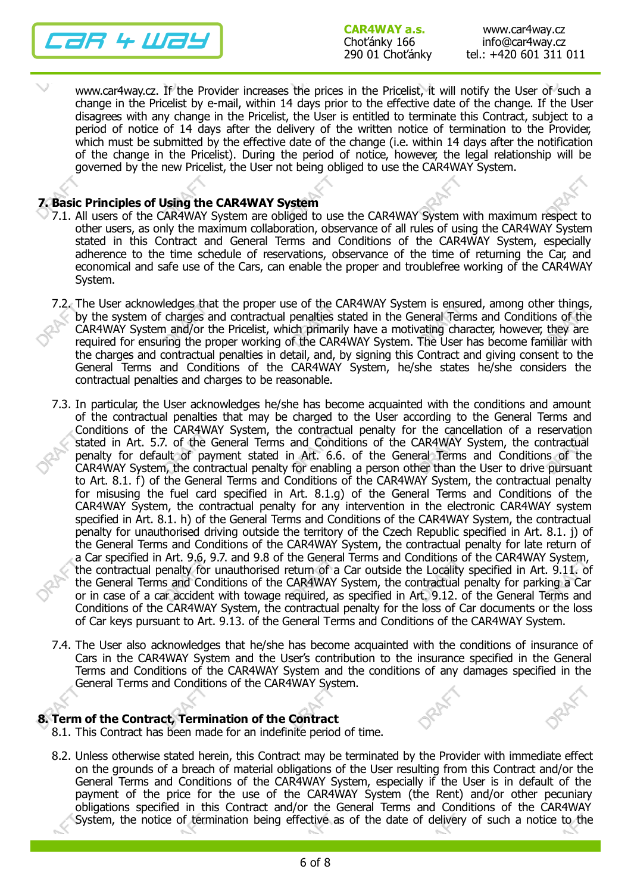www.car4way.cz. If the Provider increases the prices in the Pricelist, it will notify the User of such a change in the Pricelist by e-mail, within 14 days prior to the effective date of the change. If the User disagrees with any change in the Pricelist, the User is entitled to terminate this Contract, subject to a period of notice of 14 days after the delivery of the written notice of termination to the Provider, which must be submitted by the effective date of the change (i.e. within 14 days after the notification of the change in the Pricelist). During the period of notice, however, the legal relationship will be governed by the new Pricelist, the User not being obliged to use the CAR4WAY System.

## 7. Basic Principles of Using the CAR4WAY System

7.1. All users of the CAR4WAY System are obliged to use the CAR4WAY System with maximum respect to other users, as only the maximum collaboration, observance of all rules of using the CAR4WAY System stated in this Contract and General Terms and Conditions of the CAR4WAY System, especially adherence to the time schedule of reservations, observance of the time of returning the Car, and economical and safe use of the Cars, can enable the proper and troublefree working of the CAR4WAY System.

7.2. The User acknowledges that the proper use of the CAR4WAY System is ensured, among other things, by the system of charges and contractual penalties stated in the General Terms and Conditions of the CAR4WAY System and/or the Pricelist, which primarily have a motivating character, however, they are required for ensuring the proper working of the CAR4WAY System. The User has become familiar with the charges and contractual penalties in detail, and, by signing this Contract and giving consent to the General Terms and Conditions of the CAR4WAY System, he/she states he/she considers the contractual penalties and charges to be reasonable.

7.3. In particular, the User acknowledges he/she has become acquainted with the conditions and amount of the contractual penalties that may be charged to the User according to the General Terms and Conditions of the CAR4WAY System, the contractual penalty for the cancellation of a reservation stated in Art. 5.7. of the General Terms and Conditions of the CAR4WAY System, the contractual penalty for default of payment stated in Art. 6.6. of the General Terms and Conditions of the CAR4WAY System, the contractual penalty for enabling a person other than the User to drive pursuant to Art. 8.1. f) of the General Terms and Conditions of the CAR4WAY System, the contractual penalty for misusing the fuel card specified in Art. 8.1.g) of the General Terms and Conditions of the CAR4WAY System, the contractual penalty for any intervention in the electronic CAR4WAY system specified in Art. 8.1. h) of the General Terms and Conditions of the CAR4WAY System, the contractual penalty for unauthorised driving outside the territory of the Czech Republic specified in Art. 8.1. j) of the General Terms and Conditions of the CAR4WAY System, the contractual penalty for late return of a Car specified in Art. 9.6, 9.7. and 9.8 of the General Terms and Conditions of the CAR4WAY System, the contractual penalty for unauthorised return of a Car outside the Locality specified in Art. 9.11. of the General Terms and Conditions of the CAR4WAY System, the contractual penalty for parking a Car or in case of a car accident with towage required, as specified in Art. 9.12. of the General Terms and Conditions of the CAR4WAY System, the contractual penalty for the loss of Car documents or the loss of Car keys pursuant to Art. 9.13. of the General Terms and Conditions of the CAR4WAY System.

7.4. The User also acknowledges that he/she has become acquainted with the conditions of insurance of Cars in the CAR4WAY System and the User's contribution to the insurance specified in the General Terms and Conditions of the CAR4WAY System and the conditions of any damages specified in the General Terms and Conditions of the CAR4WAY System.

## 8. Term of the Contract, Termination of the Contract

8.1. This Contract has been made for an indefinite period of time.

8.2. Unless otherwise stated herein, this Contract may be terminated by the Provider with immediate effect on the grounds of a breach of material obligations of the User resulting from this Contract and/or the General Terms and Conditions of the CAR4WAY System, especially if the User is in default of the payment of the price for the use of the CAR4WAY System (the Rent) and/or other pecuniary obligations specified in this Contract and/or the General Terms and Conditions of the CAR4WAY System, the notice of termination being effective as of the date of delivery of such a notice to the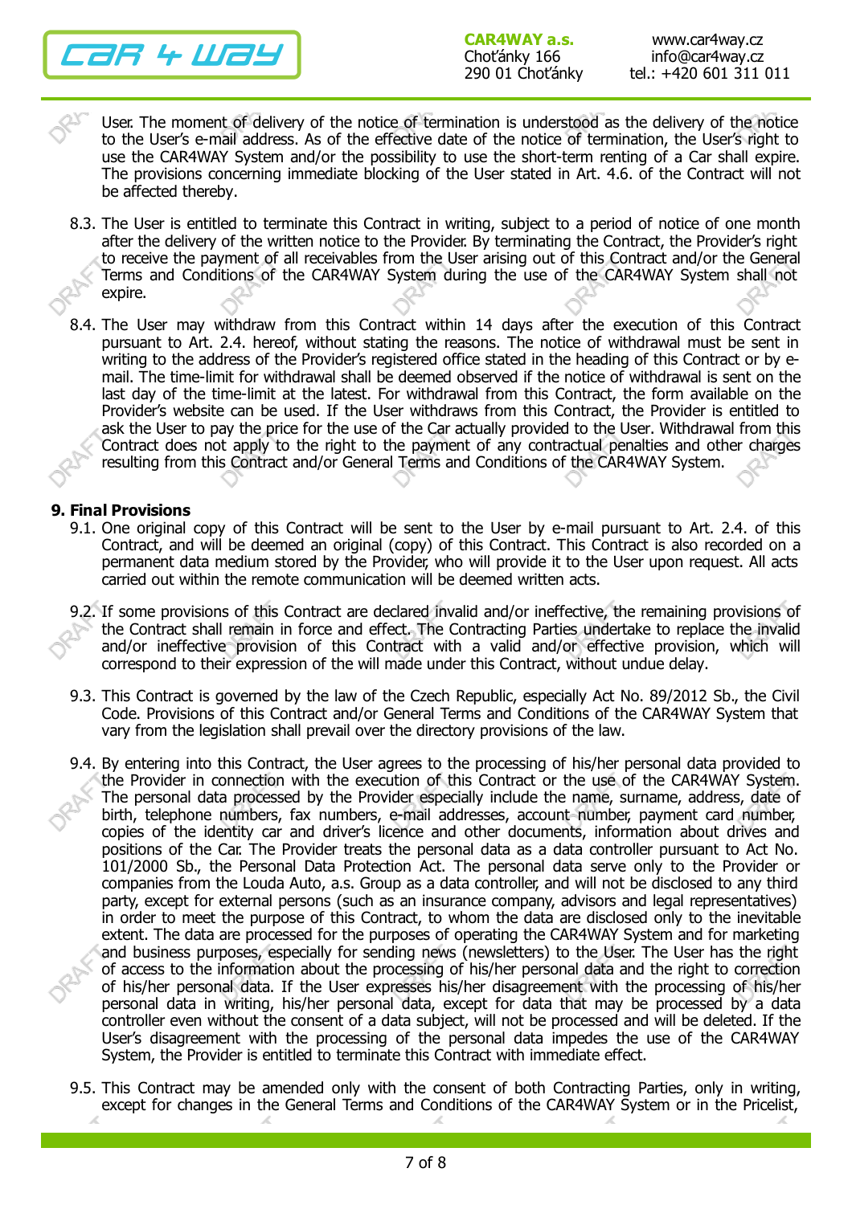User. The moment of delivery of the notice of termination is understood as the delivery of the notice to the User's e-mail address. As of the effective date of the notice of termination, the User's right to use the CAR4WAY System and/or the possibility to use the short-term renting of a Car shall expire. The provisions concerning immediate blocking of the User stated in Art. 4.6. of the Contract will not be affected thereby.

8.3. The User is entitled to terminate this Contract in writing, subject to a period of notice of one month after the delivery of the written notice to the Provider. By terminating the Contract, the Provider's right to receive the payment of all receivables from the User arising out of this Contract and/or the General Terms and Conditions of the CAR4WAY System during the use of the CAR4WAY System shall not expire.

8.4. The User may withdraw from this Contract within 14 days after the execution of this Contract pursuant to Art. 2.4. hereof, without stating the reasons. The notice of withdrawal must be sent in writing to the address of the Provider's registered office stated in the heading of this Contract or by e-mail. The time-limit for withdrawal shall be deemed observed if the notice of withdrawal is sent on the last day of the time-limit at the latest. For withdrawal from this Contract, the form available on the Provider's website can be used. If the User withdraws from this Contract, the Provider is entitled to ask the User to pay the price for the use of the Car actually provided to the User. Withdrawal from this Contract does not apply to the right to the payment of any contractual penalties and other charges resulting from this Contract and/or General Terms and Conditions of the CAR4WAY System.

## 9. Final Provisions

9.1. One original copy of this Contract will be sent to the User by e-mail pursuant to Art. 2.4. of this Contract, and will be deemed an original (copy) of this Contract. This Contract is also recorded on a permanent data medium stored by the Provider, who will provide it to the User upon request. All acts carried out within the remote communication will be deemed written acts.

9.2. If some provisions of this Contract are declared invalid and/or ineffective, the remaining provisions of the Contract shall remain in force and effect. The Contracting Parties undertake to replace the invalid and/or ineffective provision of this Contract with a valid and/or effective provision, which will correspond to their expression of the will made under this Contract, without undue delay.

9.3. This Contract is governed by the law of the Czech Republic, especially Act No. 89/2012 Sb., the Civil Code. Provisions of this Contract and/or General Terms and Conditions of the CAR4WAY System that vary from the legislation shall prevail over the directory provisions of the law.

9.4. By entering into this Contract, the User agrees to the processing of his/her personal data provided to the Provider in connection with the execution of this Contract or the use of the CAR4WAY System. The personal data processed by the Provider especially include the name, surname, address, date of birth, telephone numbers, fax numbers, e-mail addresses, account number, payment card number, copies of the identity car and driver's licence and other documents, information about drives and positions of the Car. The Provider treats the personal data as a data controller pursuant to Act No. 101/2000 Sb., the Personal Data Protection Act. The personal data serve only to the Provider or companies from the Louda Auto, a.s. Group as a data controller, and will not be disclosed to any third party, except for external persons (such as an insurance company, advisors and legal representatives) in order to meet the purpose of this Contract, to whom the data are disclosed only to the inevitable extent. The data are processed for the purposes of operating the CAR4WAY System and for marketing and business purposes, especially for sending news (newsletters) to the User. The User has the right of access to the information about the processing of his/her personal data and the right to correction of his/her personal data. If the User expresses his/her disagreement with the processing of his/her personal data in writing, his/her personal data, except for data that may be processed by a data controller even without the consent of a data subject, will not be processed and will be deleted. If the User's disagreement with the processing of the personal data impedes the use of the CAR4WAY System, the Provider is entitled to terminate this Contract with immediate effect.

9.5. This Contract may be amended only with the consent of both Contracting Parties, only in writing, except for changes in the General Terms and Conditions of the CAR4WAY System or in the Pricelist,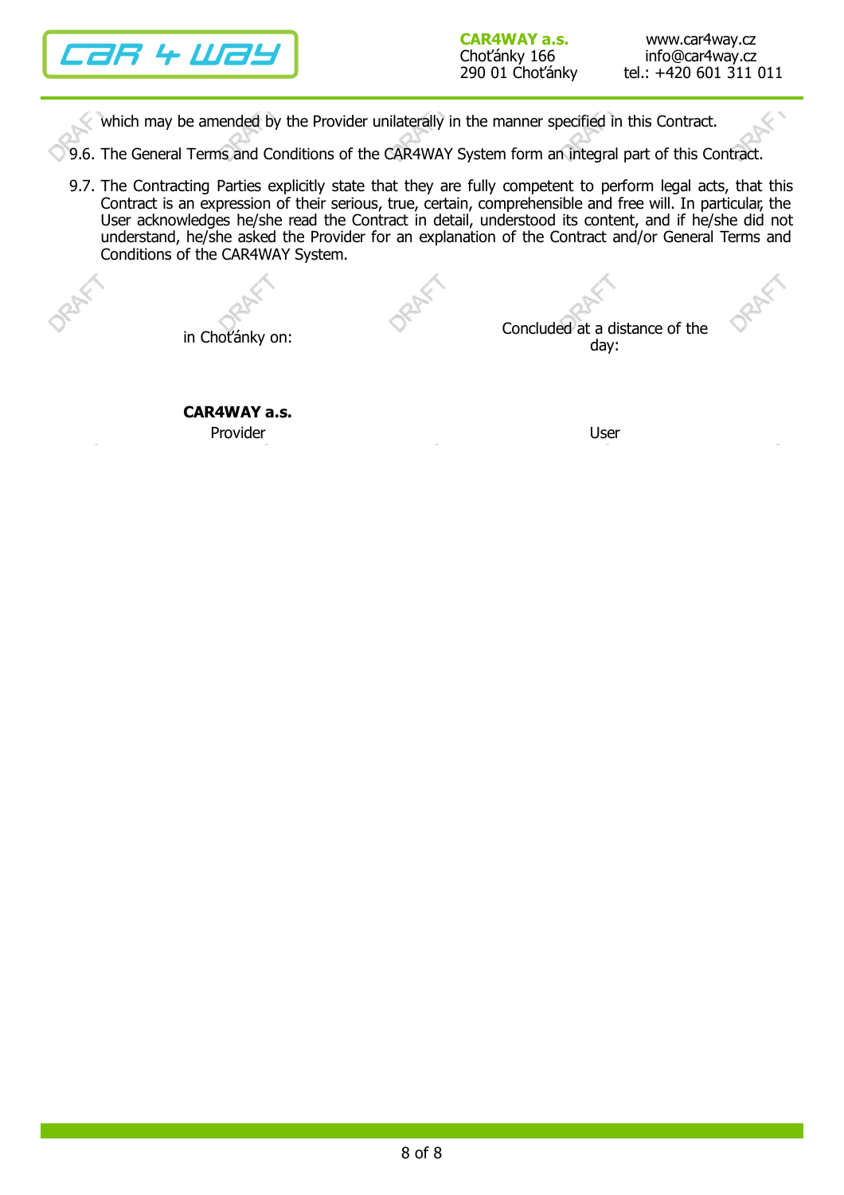which may be amended by the Provider unilaterally in the manner specified in this Contract.

9.6. The General Terms and Conditions of the CAR4WAY System form an integral part of this Contract.

9.7. The Contracting Parties explicitly state that they are fully competent to perform legal acts, that this Contract is an expression of their serious, true, certain, comprehensible and free will. In particular, the User acknowledges he/she read the Contract in detail, understood its content, and if he/she did not understand, he/she asked the Provider for an explanation of the Contract and/or General Terms and Conditions of the CAR4WAY System.

| | |
|---|---|
| in Choťánky on: | Concluded at a distance of the day: |
| **CAR4WAY a.s.** Provider | User |